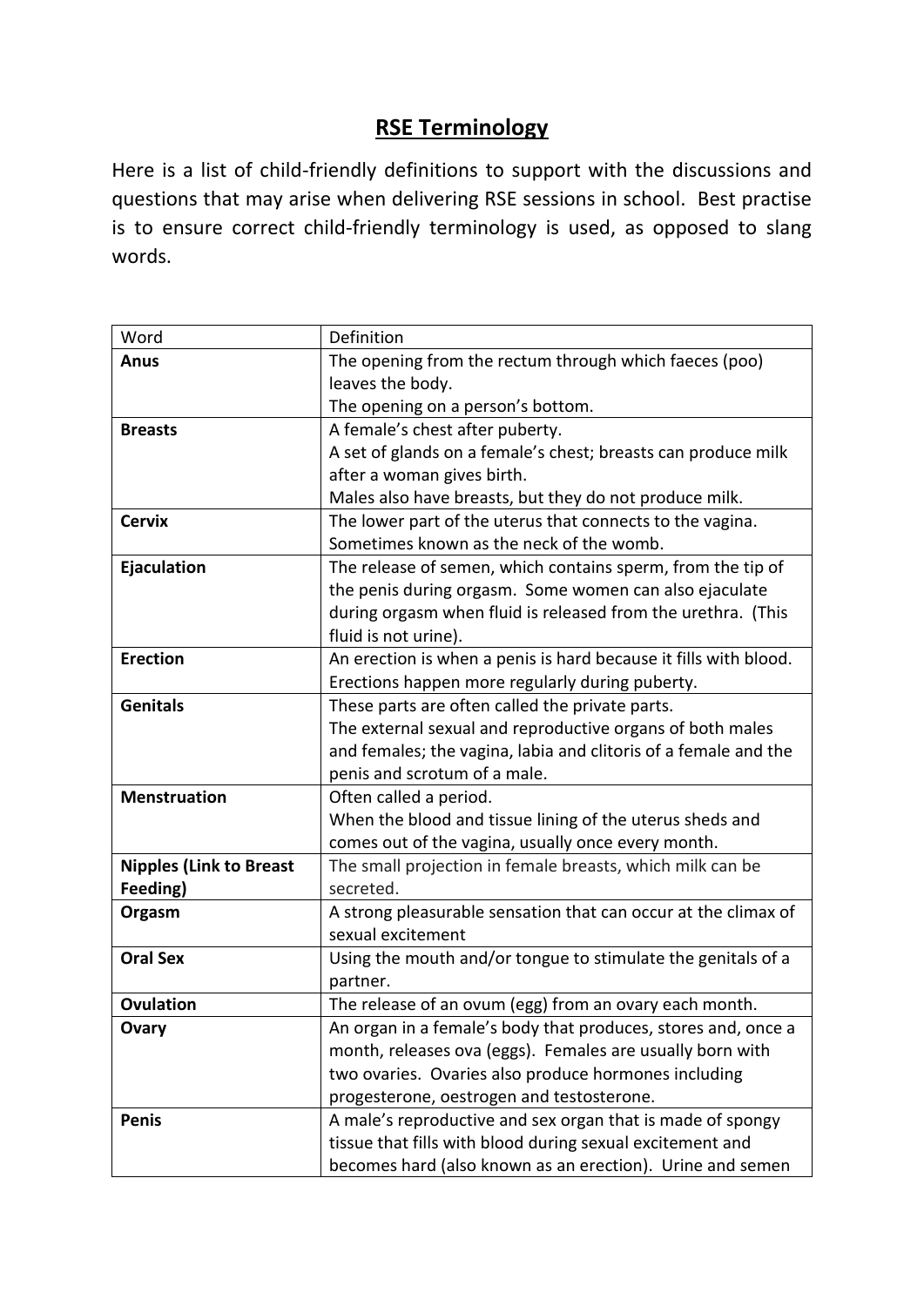# RSE Terminology

Here is a list of child-friendly definitions to support with the discussions and questions that may arise when delivering RSE sessions in school. Best practise is to ensure correct child-friendly terminology is used, as opposed to slang words.

| Word | Definition |
|---|---|
| **Anus** | The opening from the rectum through which faeces (poo) leaves the body.<br>The opening on a person's bottom. |
| **Breasts** | A female's chest after puberty.<br>A set of glands on a female's chest; breasts can produce milk after a woman gives birth.<br>Males also have breasts, but they do not produce milk. |
| **Cervix** | The lower part of the uterus that connects to the vagina.<br>Sometimes known as the neck of the womb. |
| **Ejaculation** | The release of semen, which contains sperm, from the tip of the penis during orgasm. Some women can also ejaculate during orgasm when fluid is released from the urethra. (This fluid is not urine). |
| **Erection** | An erection is when a penis is hard because it fills with blood. Erections happen more regularly during puberty. |
| **Genitals** | These parts are often called the private parts.<br>The external sexual and reproductive organs of both males and females; the vagina, labia and clitoris of a female and the penis and scrotum of a male. |
| **Menstruation** | Often called a period.<br>When the blood and tissue lining of the uterus sheds and comes out of the vagina, usually once every month. |
| **Nipples (Link to Breast Feeding)** | The small projection in female breasts, which milk can be secreted. |
| **Orgasm** | A strong pleasurable sensation that can occur at the climax of sexual excitement |
| **Oral Sex** | Using the mouth and/or tongue to stimulate the genitals of a partner. |
| **Ovulation** | The release of an ovum (egg) from an ovary each month. |
| **Ovary** | An organ in a female's body that produces, stores and, once a month, releases ova (eggs). Females are usually born with two ovaries. Ovaries also produce hormones including progesterone, oestrogen and testosterone. |
| **Penis** | A male's reproductive and sex organ that is made of spongy tissue that fills with blood during sexual excitement and becomes hard (also known as an erection). Urine and semen |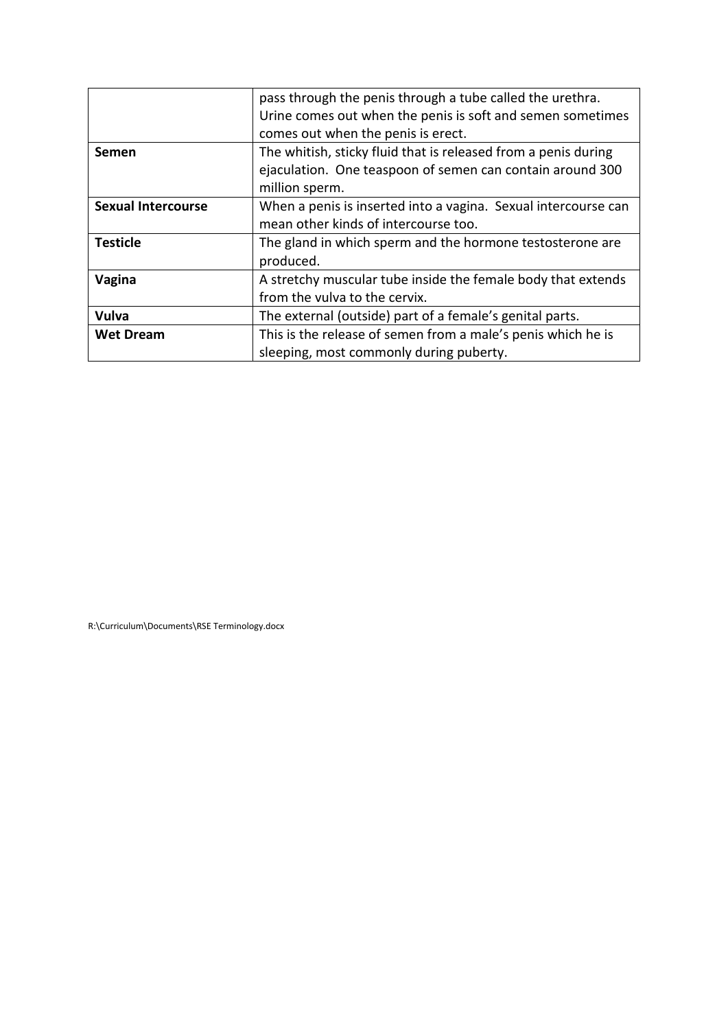| | |
|---|---|
| | pass through the penis through a tube called the urethra. Urine comes out when the penis is soft and semen sometimes comes out when the penis is erect. |
| **Semen** | The whitish, sticky fluid that is released from a penis during ejaculation. One teaspoon of semen can contain around 300 million sperm. |
| **Sexual Intercourse** | When a penis is inserted into a vagina. Sexual intercourse can mean other kinds of intercourse too. |
| **Testicle** | The gland in which sperm and the hormone testosterone are produced. |
| **Vagina** | A stretchy muscular tube inside the female body that extends from the vulva to the cervix. |
| **Vulva** | The external (outside) part of a female's genital parts. |
| **Wet Dream** | This is the release of semen from a male's penis which he is sleeping, most commonly during puberty. |

R:\Curriculum\Documents\RSE Terminology.docx